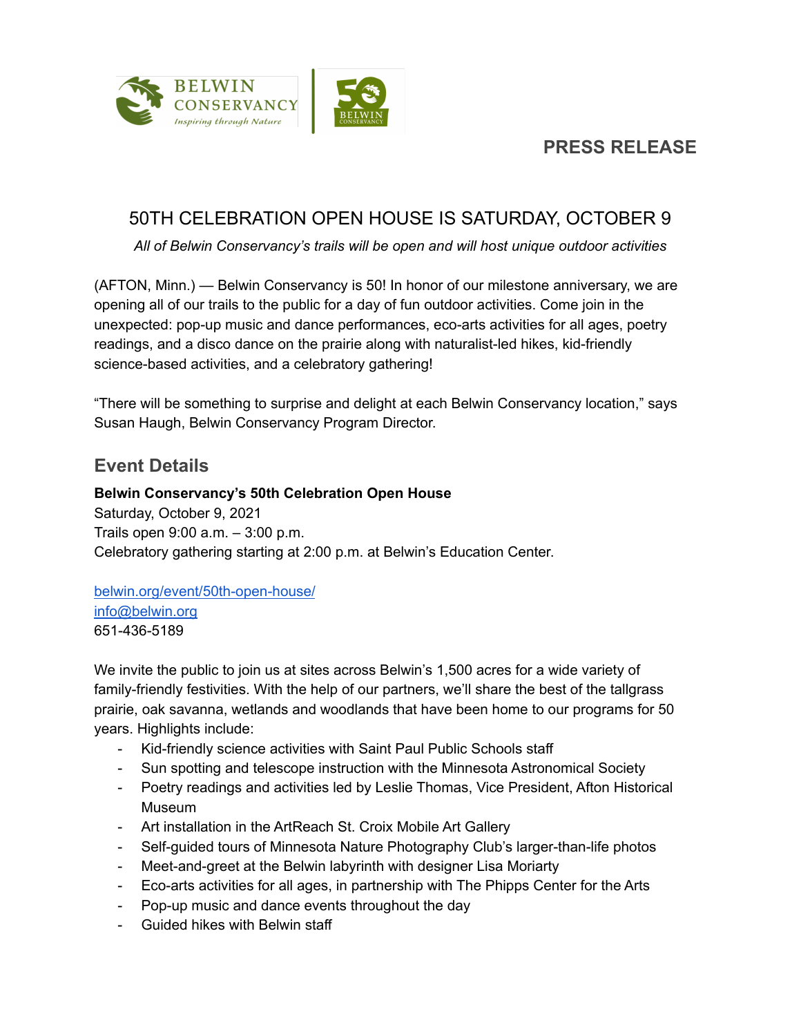BELWIN CONSERVANCY
*Inspiring through Nature*

## PRESS RELEASE

# 50TH CELEBRATION OPEN HOUSE IS SATURDAY, OCTOBER 9

*All of Belwin Conservancy's trails will be open and will host unique outdoor activities*

(AFTON, Minn.) — Belwin Conservancy is 50! In honor of our milestone anniversary, we are opening all of our trails to the public for a day of fun outdoor activities. Come join in the unexpected: pop-up music and dance performances, eco-arts activities for all ages, poetry readings, and a disco dance on the prairie along with naturalist-led hikes, kid-friendly science-based activities, and a celebratory gathering!

"There will be something to surprise and delight at each Belwin Conservancy location," says Susan Haugh, Belwin Conservancy Program Director.

## Event Details

**Belwin Conservancy's 50th Celebration Open House**
Saturday, October 9, 2021
Trails open 9:00 a.m. – 3:00 p.m.
Celebratory gathering starting at 2:00 p.m. at Belwin's Education Center.

belwin.org/event/50th-open-house/
info@belwin.org
651-436-5189

We invite the public to join us at sites across Belwin's 1,500 acres for a wide variety of family-friendly festivities. With the help of our partners, we'll share the best of the tallgrass prairie, oak savanna, wetlands and woodlands that have been home to our programs for 50 years. Highlights include:

- Kid-friendly science activities with Saint Paul Public Schools staff
- Sun spotting and telescope instruction with the Minnesota Astronomical Society
- Poetry readings and activities led by Leslie Thomas, Vice President, Afton Historical Museum
- Art installation in the ArtReach St. Croix Mobile Art Gallery
- Self-guided tours of Minnesota Nature Photography Club's larger-than-life photos
- Meet-and-greet at the Belwin labyrinth with designer Lisa Moriarty
- Eco-arts activities for all ages, in partnership with The Phipps Center for the Arts
- Pop-up music and dance events throughout the day
- Guided hikes with Belwin staff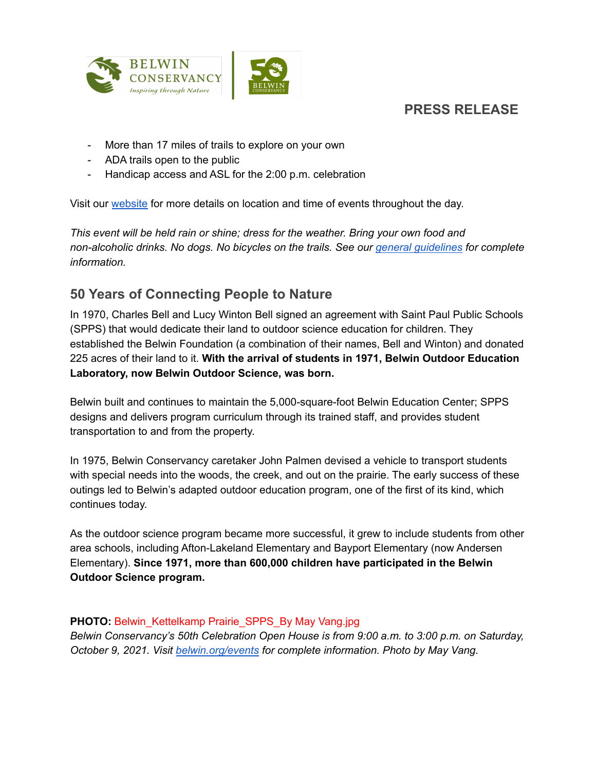- More than 17 miles of trails to explore on your own
- ADA trails open to the public
- Handicap access and ASL for the 2:00 p.m. celebration

Visit our [website](website) for more details on location and time of events throughout the day.

*This event will be held rain or shine; dress for the weather. Bring your own food and non-alcoholic drinks. No dogs. No bicycles on the trails. See our [general guidelines](general guidelines) for complete information.*

## 50 Years of Connecting People to Nature

In 1970, Charles Bell and Lucy Winton Bell signed an agreement with Saint Paul Public Schools (SPPS) that would dedicate their land to outdoor science education for children. They established the Belwin Foundation (a combination of their names, Bell and Winton) and donated 225 acres of their land to it. **With the arrival of students in 1971, Belwin Outdoor Education Laboratory, now Belwin Outdoor Science, was born.**

Belwin built and continues to maintain the 5,000-square-foot Belwin Education Center; SPPS designs and delivers program curriculum through its trained staff, and provides student transportation to and from the property.

In 1975, Belwin Conservancy caretaker John Palmen devised a vehicle to transport students with special needs into the woods, the creek, and out on the prairie. The early success of these outings led to Belwin's adapted outdoor education program, one of the first of its kind, which continues today.

As the outdoor science program became more successful, it grew to include students from other area schools, including Afton-Lakeland Elementary and Bayport Elementary (now Andersen Elementary). **Since 1971, more than 600,000 children have participated in the Belwin Outdoor Science program.**

**PHOTO:** Belwin_Kettelkamp Prairie_SPPS_By May Vang.jpg
*Belwin Conservancy's 50th Celebration Open House is from 9:00 a.m. to 3:00 p.m. on Saturday, October 9, 2021. Visit [belwin.org/events](belwin.org/events) for complete information. Photo by May Vang.*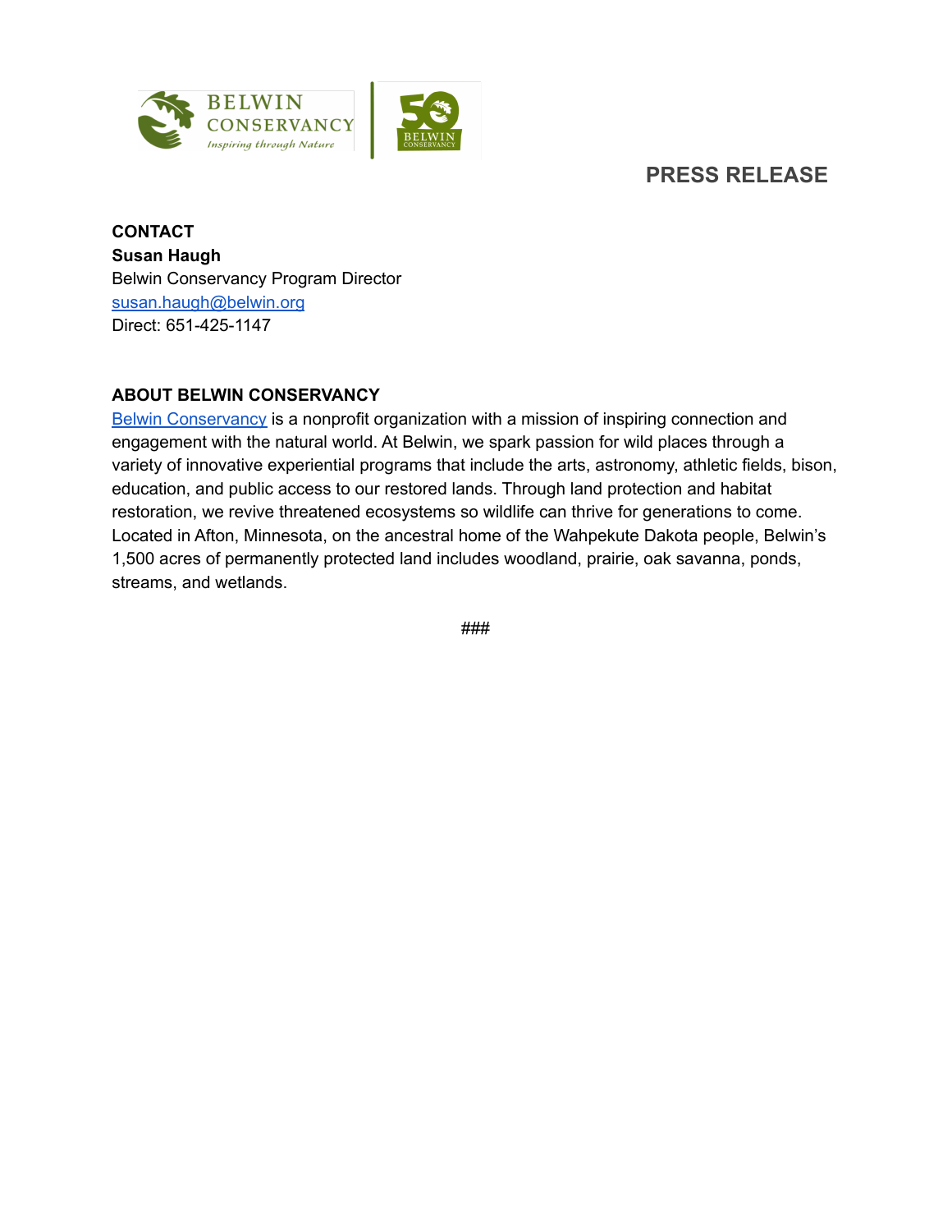**PRESS RELEASE**

**CONTACT**
**Susan Haugh**
Belwin Conservancy Program Director
susan.haugh@belwin.org
Direct: 651-425-1147

**ABOUT BELWIN CONSERVANCY**

Belwin Conservancy is a nonprofit organization with a mission of inspiring connection and engagement with the natural world. At Belwin, we spark passion for wild places through a variety of innovative experiential programs that include the arts, astronomy, athletic fields, bison, education, and public access to our restored lands. Through land protection and habitat restoration, we revive threatened ecosystems so wildlife can thrive for generations to come. Located in Afton, Minnesota, on the ancestral home of the Wahpekute Dakota people, Belwin's 1,500 acres of permanently protected land includes woodland, prairie, oak savanna, ponds, streams, and wetlands.

###